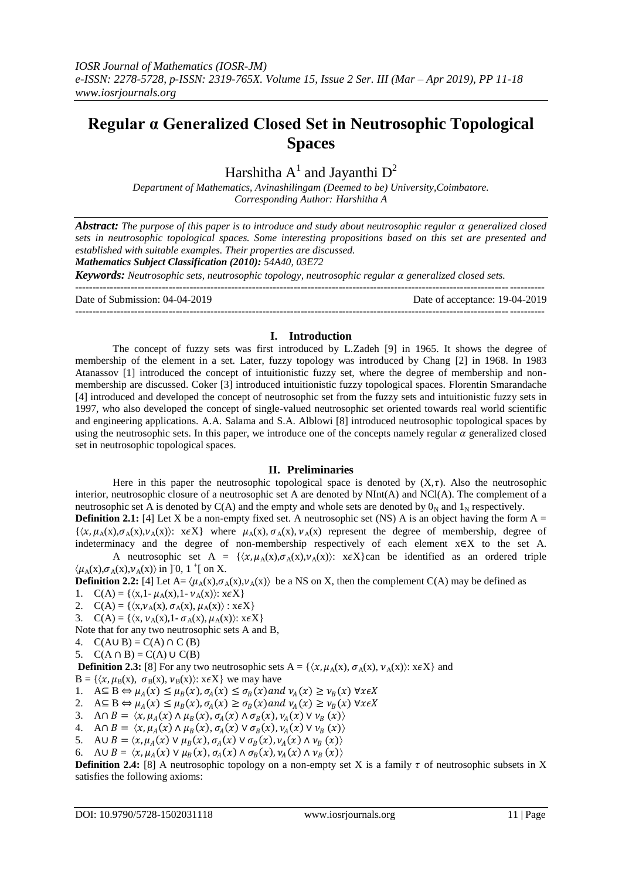# Regular α Generalized Closed Set in Neutrosophic Topological Spaces

Harshitha A[1] and Jayanthi D[2]

*Department of Mathematics, Avinashilingam (Deemed to be) University,Coimbatore.*
*Corresponding Author: Harshitha A*

***Abstract:*** *The purpose of this paper is to introduce and study about neutrosophic regular $\alpha$ generalized closed sets in neutrosophic topological spaces. Some interesting propositions based on this set are presented and established with suitable examples. Their properties are discussed.*

***Mathematics Subject Classification (2010):*** *54A40, 03E72*

***Keywords:*** *Neutrosophic sets, neutrosophic topology, neutrosophic regular $\alpha$ generalized closed sets.*

---

Date of Submission: 04-04-2019 | Date of acceptance: 19-04-2019

---

## I. Introduction

The concept of fuzzy sets was first introduced by L.Zadeh [9] in 1965. It shows the degree of membership of the element in a set. Later, fuzzy topology was introduced by Chang [2] in 1968. In 1983 Atanassov [1] introduced the concept of intuitionistic fuzzy set, where the degree of membership and non-membership are discussed. Coker [3] introduced intuitionistic fuzzy topological spaces. Florentin Smarandache [4] introduced and developed the concept of neutrosophic set from the fuzzy sets and intuitionistic fuzzy sets in 1997, who also developed the concept of single-valued neutrosophic set oriented towards real world scientific and engineering applications. A.A. Salama and S.A. Alblowi [8] introduced neutrosophic topological spaces by using the neutrosophic sets. In this paper, we introduce one of the concepts namely regular $\alpha$ generalized closed set in neutrosophic topological spaces.

## II. Preliminaries

Here in this paper the neutrosophic topological space is denoted by $(X,\tau)$. Also the neutrosophic interior, neutrosophic closure of a neutrosophic set A are denoted by NInt(A) and NCl(A). The complement of a neutrosophic set A is denoted by C(A) and the empty and whole sets are denoted by $0_N$ and $1_N$ respectively.

**Definition 2.1:** [4] Let X be a non-empty fixed set. A neutrosophic set (NS) A is an object having the form $A = \{\langle x, \mu_A(x),\sigma_A(x),\nu_A(x)\rangle: x\epsilon X\}$ where $\mu_A(x), \sigma_A(x), \nu_A(x)$ represent the degree of membership, degree of indeterminacy and the degree of non-membership respectively of each element $x\in X$ to the set A.

A neutrosophic set $A = \{\langle x, \mu_A(x),\sigma_A(x),\nu_A(x)\rangle: x\epsilon X\}$ can be identified as an ordered triple $\langle \mu_A(x),\sigma_A(x),\nu_A(x)\rangle$ in $]^-0, 1^+[$ on X.

**Definition 2.2:** [4] Let $A= \langle \mu_A(x),\sigma_A(x),\nu_A(x)\rangle$ be a NS on X, then the complement C(A) may be defined as

1. $C(A) = \{\langle x, 1- \mu_A(x), 1- \nu_A(x)\rangle: x\epsilon X\}$
2. $C(A) = \{\langle x, \nu_A(x), \sigma_A(x), \mu_A(x)\rangle : x\epsilon X\}$
3. $C(A) = \{\langle x, \nu_A(x), 1- \sigma_A(x), \mu_A(x)\rangle: x\epsilon X\}$

Note that for any two neutrosophic sets A and B,

4. $C(A\cup B) = C(A) \cap C(B)$
5. $C(A \cap B) = C(A) \cup C(B)$

**Definition 2.3:** [8] For any two neutrosophic sets $A = \{\langle x, \mu_A(x), \sigma_A(x), \nu_A(x)\rangle: x\epsilon X\}$ and $B = \{\langle x, \mu_B(x), \sigma_B(x), \nu_B(x)\rangle: x\epsilon X\}$ we may have

1. $A\subseteq B \Leftrightarrow \mu_A(x) \leq \mu_B(x), \sigma_A(x) \leq \sigma_B(x) \, and \, \nu_A(x) \geq \nu_B(x) \; \forall x\epsilon X$
2. $A\subseteq B \Leftrightarrow \mu_A(x) \leq \mu_B(x), \sigma_A(x) \geq \sigma_B(x) \, and \, \nu_A(x) \geq \nu_B(x) \; \forall x\epsilon X$
3. $A\cap B = \langle x, \mu_A(x) \wedge \mu_B(x), \sigma_A(x) \wedge \sigma_B(x), \nu_A(x) \vee \nu_B(x)\rangle$
4. $A\cap B = \langle x, \mu_A(x) \wedge \mu_B(x), \sigma_A(x) \vee \sigma_B(x), \nu_A(x) \vee \nu_B(x)\rangle$
5. $A\cup B = \langle x, \mu_A(x) \vee \mu_B(x), \sigma_A(x) \vee \sigma_B(x), \nu_A(x) \wedge \nu_B(x)\rangle$
6. $A\cup B = \langle x, \mu_A(x) \vee \mu_B(x), \sigma_A(x) \wedge \sigma_B(x), \nu_A(x) \wedge \nu_B(x)\rangle$

**Definition 2.4:** [8] A neutrosophic topology on a non-empty set X is a family $\tau$ of neutrosophic subsets in X satisfies the following axioms: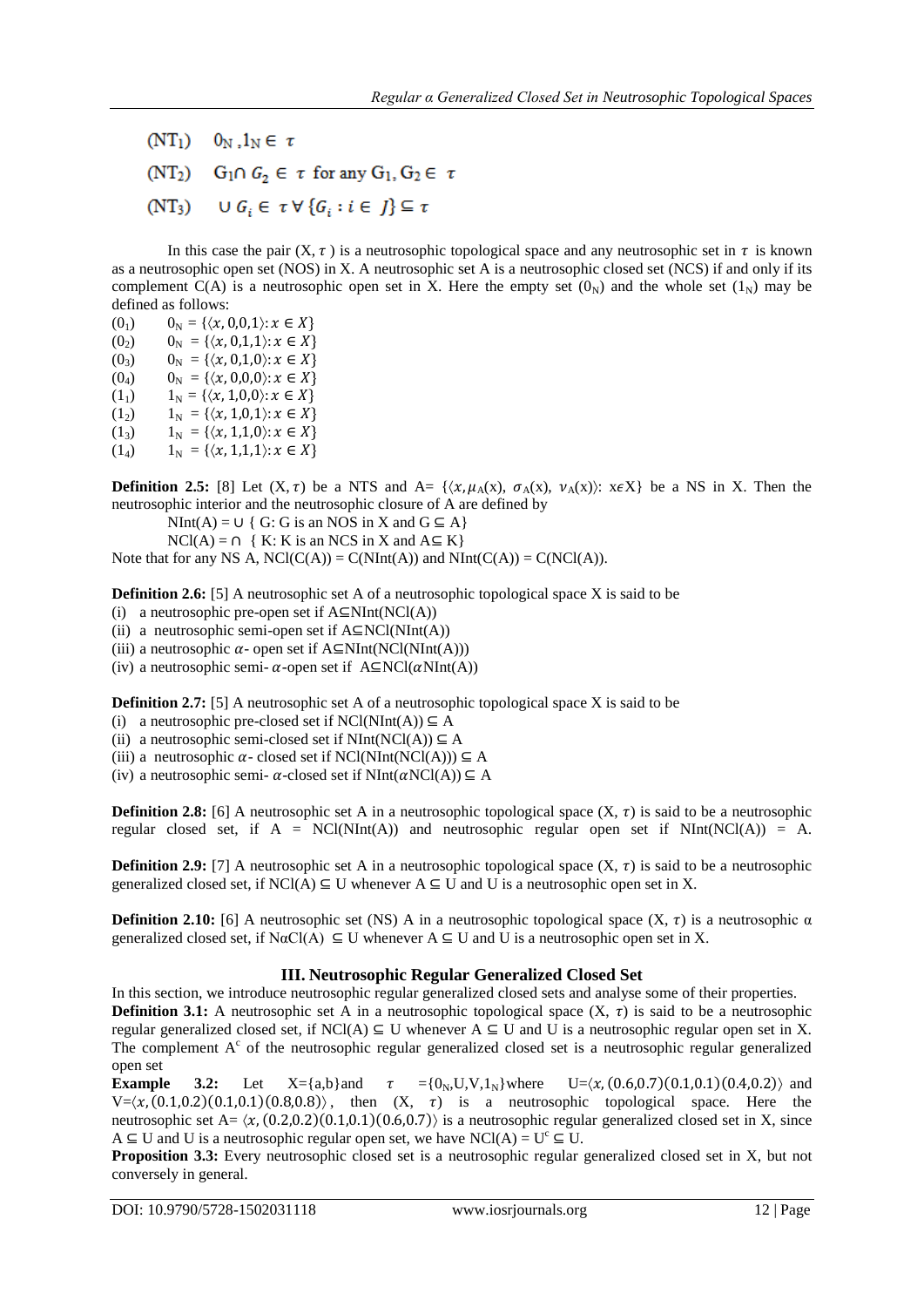($NT_1$) $0_N, 1_N \in \tau$

($NT_2$) $G_1 \cap G_2 \in \tau$ for any $G_1, G_2 \in \tau$

($NT_3$) $\cup G_i \in \tau \; \forall \{G_i : i \in J\} \subseteq \tau$

In this case the pair $(X, \tau)$ is a neutrosophic topological space and any neutrosophic set in $\tau$ is known as a neutrosophic open set (NOS) in X. A neutrosophic set A is a neutrosophic closed set (NCS) if and only if its complement C(A) is a neutrosophic open set in X. Here the empty set ($0_N$) and the whole set ($1_N$) may be defined as follows:

($0_1$) $0_N = \{\langle x, 0,0,1\rangle : x \in X\}$

($0_2$) $0_N = \{\langle x, 0,1,1\rangle : x \in X\}$

($0_3$) $0_N = \{\langle x, 0,1,0\rangle : x \in X\}$

($0_4$) $0_N = \{\langle x, 0,0,0\rangle : x \in X\}$

($1_1$) $1_N = \{\langle x, 1,0,0\rangle : x \in X\}$

($1_2$) $1_N = \{\langle x, 1,0,1\rangle : x \in X\}$

($1_3$) $1_N = \{\langle x, 1,1,0\rangle : x \in X\}$

($1_4$) $1_N = \{\langle x, 1,1,1\rangle : x \in X\}$

**Definition 2.5:** [8] Let $(X, \tau)$ be a NTS and $A = \{\langle x, \mu_A(x), \sigma_A(x), \nu_A(x)\rangle : x \in X\}$ be a NS in X. Then the neutrosophic interior and the neutrosophic closure of A are defined by

NInt(A) = ∪ { G: G is an NOS in X and G ⊆ A}

NCl(A) = ∩ { K: K is an NCS in X and A⊆ K}

Note that for any NS A, NCl(C(A)) = C(NInt(A)) and NInt(C(A)) = C(NCl(A)).

**Definition 2.6:** [5] A neutrosophic set A of a neutrosophic topological space X is said to be

(i) a neutrosophic pre-open set if A⊆NInt(NCl(A))

(ii) a neutrosophic semi-open set if A⊆NCl(NInt(A))

(iii) a neutrosophic $\alpha$- open set if A⊆NInt(NCl(NInt(A)))

(iv) a neutrosophic semi-$\alpha$-open set if A⊆NCl($\alpha$NInt(A))

**Definition 2.7:** [5] A neutrosophic set A of a neutrosophic topological space X is said to be

(i) a neutrosophic pre-closed set if NCl(NInt(A)) ⊆ A

(ii) a neutrosophic semi-closed set if NInt(NCl(A)) ⊆ A

(iii) a neutrosophic $\alpha$- closed set if NCl(NInt(NCl(A))) ⊆ A

(iv) a neutrosophic semi- $\alpha$-closed set if NInt($\alpha$NCl(A)) ⊆ A

**Definition 2.8:** [6] A neutrosophic set A in a neutrosophic topological space $(X, \tau)$ is said to be a neutrosophic regular closed set, if A = NCl(NInt(A)) and neutrosophic regular open set if NInt(NCl(A)) = A.

**Definition 2.9:** [7] A neutrosophic set A in a neutrosophic topological space $(X, \tau)$ is said to be a neutrosophic generalized closed set, if NCl(A) ⊆ U whenever A ⊆ U and U is a neutrosophic open set in X.

**Definition 2.10:** [6] A neutrosophic set (NS) A in a neutrosophic topological space $(X, \tau)$ is a neutrosophic α generalized closed set, if NαCl(A) ⊆ U whenever A ⊆ U and U is a neutrosophic open set in X.

## III. Neutrosophic Regular Generalized Closed Set

In this section, we introduce neutrosophic regular generalized closed sets and analyse some of their properties.

**Definition 3.1:** A neutrosophic set A in a neutrosophic topological space $(X, \tau)$ is said to be a neutrosophic regular generalized closed set, if NCl(A) ⊆ U whenever A ⊆ U and U is a neutrosophic regular open set in X. The complement $A^c$ of the neutrosophic regular generalized closed set is a neutrosophic regular generalized open set

**Example 3.2:** Let X={a,b}and $\tau = \{0_N, U, V, 1_N\}$ where $U = \langle x, (0.6,0.7)(0.1,0.1)(0.4,0.2)\rangle$ and $V = \langle x, (0.1,0.2)(0.1,0.1)(0.8,0.8)\rangle$, then $(X, \tau)$ is a neutrosophic topological space. Here the neutrosophic set $A = \langle x, (0.2,0.2)(0.1,0.1)(0.6,0.7)\rangle$ is a neutrosophic regular generalized closed set in X, since A ⊆ U and U is a neutrosophic regular open set, we have NCl(A) = $U^c$ ⊆ U.

**Proposition 3.3:** Every neutrosophic closed set is a neutrosophic regular generalized closed set in X, but not conversely in general.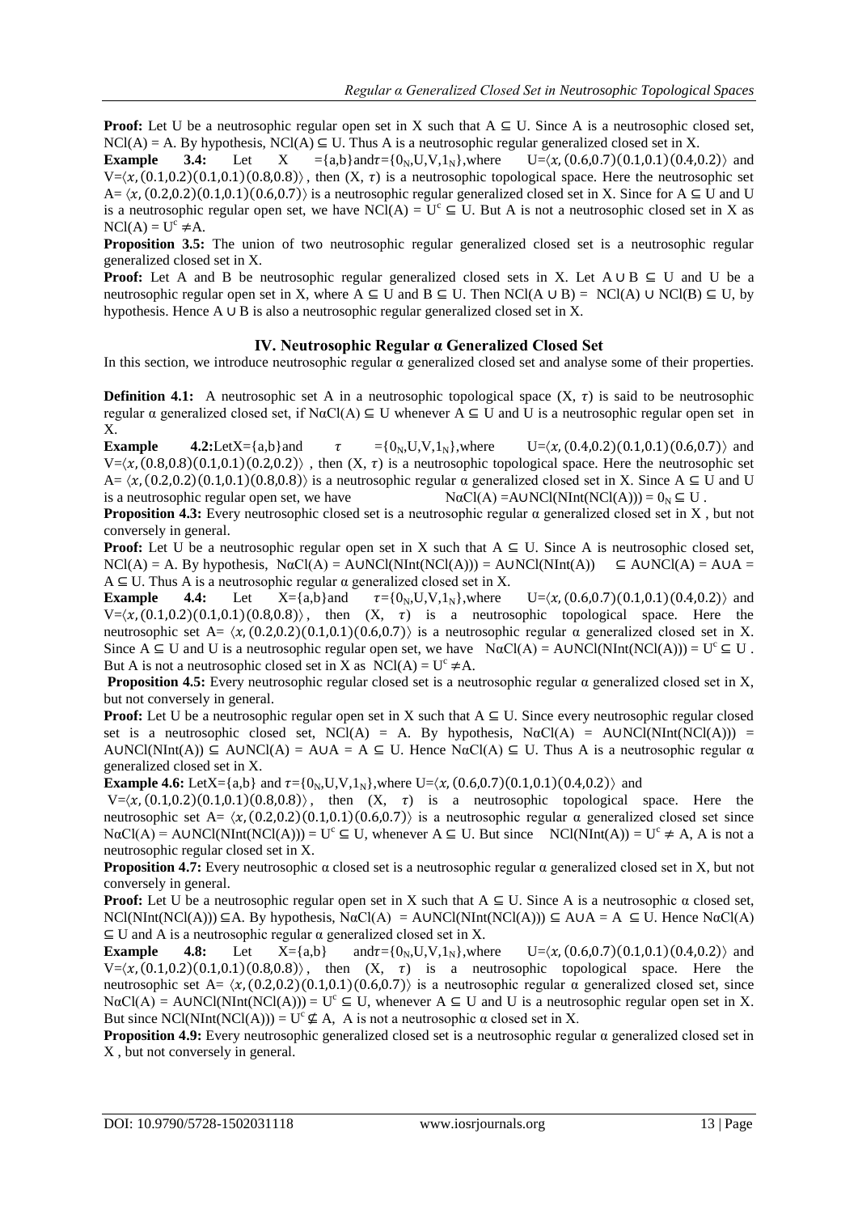**Proof:** Let U be a neutrosophic regular open set in X such that $A \subseteq U$. Since A is a neutrosophic closed set, $NCl(A) = A$. By hypothesis, $NCl(A) \subseteq U$. Thus A is a neutrosophic regular generalized closed set in X.

**Example 3.4:** Let $X = \{a,b\}$ and $\tau = \{0_N, U, V, 1_N\}$, where $U = \langle x, (0.6,0.7)(0.1,0.1)(0.4,0.2)\rangle$ and $V = \langle x, (0.1,0.2)(0.1,0.1)(0.8,0.8)\rangle$, then $(X, \tau)$ is a neutrosophic topological space. Here the neutrosophic set $A = \langle x, (0.2,0.2)(0.1,0.1)(0.6,0.7)\rangle$ is a neutrosophic regular generalized closed set in X. Since for $A \subseteq U$ and U is a neutrosophic regular open set, we have $NCl(A) = U^c \subseteq U$. But A is not a neutrosophic closed set in X as $NCl(A) = U^c \neq A$.

**Proposition 3.5:** The union of two neutrosophic regular generalized closed set is a neutrosophic regular generalized closed set in X.

**Proof:** Let A and B be neutrosophic regular generalized closed sets in X. Let $A \cup B \subseteq U$ and U be a neutrosophic regular open set in X, where $A \subseteq U$ and $B \subseteq U$. Then $NCl(A \cup B) = NCl(A) \cup NCl(B) \subseteq U$, by hypothesis. Hence $A \cup B$ is also a neutrosophic regular generalized closed set in X.

## IV. Neutrosophic Regular α Generalized Closed Set

In this section, we introduce neutrosophic regular α generalized closed set and analyse some of their properties.

**Definition 4.1:** A neutrosophic set A in a neutrosophic topological space $(X, \tau)$ is said to be neutrosophic regular α generalized closed set, if $N\alpha Cl(A) \subseteq U$ whenever $A \subseteq U$ and U is a neutrosophic regular open set in X.

**Example 4.2:** Let $X = \{a,b\}$ and $\tau = \{0_N, U, V, 1_N\}$, where $U = \langle x, (0.4,0.2)(0.1,0.1)(0.6,0.7)\rangle$ and $V = \langle x, (0.8,0.8)(0.1,0.1)(0.2,0.2)\rangle$, then $(X, \tau)$ is a neutrosophic topological space. Here the neutrosophic set $A = \langle x, (0.2,0.2)(0.1,0.1)(0.8,0.8)\rangle$ is a neutrosophic regular α generalized closed set in X. Since $A \subseteq U$ and U is a neutrosophic regular open set, we have $N\alpha Cl(A) = A \cup NCl(NInt(NCl(A))) = 0_N \subseteq U$.

**Proposition 4.3:** Every neutrosophic closed set is a neutrosophic regular α generalized closed set in X, but not conversely in general.

**Proof:** Let U be a neutrosophic regular open set in X such that $A \subseteq U$. Since A is neutrosophic closed set, $NCl(A) = A$. By hypothesis, $N\alpha Cl(A) = A \cup NCl(NInt(NCl(A))) = A \cup NCl(NInt(A)) \subseteq A \cup NCl(A) = A \cup A = A \subseteq U$. Thus A is a neutrosophic regular α generalized closed set in X.

**Example 4.4:** Let $X = \{a,b\}$ and $\tau = \{0_N, U, V, 1_N\}$, where $U = \langle x, (0.6,0.7)(0.1,0.1)(0.4,0.2)\rangle$ and $V = \langle x, (0.1,0.2)(0.1,0.1)(0.8,0.8)\rangle$, then $(X, \tau)$ is a neutrosophic topological space. Here the neutrosophic set $A = \langle x, (0.2,0.2)(0.1,0.1)(0.6,0.7)\rangle$ is a neutrosophic regular α generalized closed set in X. Since $A \subseteq U$ and U is a neutrosophic regular open set, we have $N\alpha Cl(A) = A \cup NCl(NInt(NCl(A))) = U^c \subseteq U$. But A is not a neutrosophic closed set in X as $NCl(A) = U^c \neq A$.

**Proposition 4.5:** Every neutrosophic regular closed set is a neutrosophic regular α generalized closed set in X, but not conversely in general.

**Proof:** Let U be a neutrosophic regular open set in X such that $A \subseteq U$. Since every neutrosophic regular closed set is a neutrosophic closed set, $NCl(A) = A$. By hypothesis, $N\alpha Cl(A) = A \cup NCl(NInt(NCl(A))) = A \cup NCl(NInt(A)) \subseteq A \cup NCl(A) = A \cup A = A \subseteq U$. Hence $N\alpha Cl(A) \subseteq U$. Thus A is a neutrosophic regular α generalized closed set in X.

**Example 4.6:** Let $X = \{a,b\}$ and $\tau = \{0_N, U, V, 1_N\}$, where $U = \langle x, (0.6,0.7)(0.1,0.1)(0.4,0.2)\rangle$ and $V = \langle x, (0.1,0.2)(0.1,0.1)(0.8,0.8)\rangle$, then $(X, \tau)$ is a neutrosophic topological space. Here the neutrosophic set $A = \langle x, (0.2,0.2)(0.1,0.1)(0.6,0.7)\rangle$ is a neutrosophic regular α generalized closed set since $N\alpha Cl(A) = A \cup NCl(NInt(NCl(A))) = U^c \subseteq U$, whenever $A \subseteq U$. But since $NCl(NInt(A)) = U^c \neq A$, A is not a neutrosophic regular closed set in X.

**Proposition 4.7:** Every neutrosophic α closed set is a neutrosophic regular α generalized closed set in X, but not conversely in general.

**Proof:** Let U be a neutrosophic regular open set in X such that $A \subseteq U$. Since A is a neutrosophic α closed set, $NCl(NInt(NCl(A))) \subseteq A$. By hypothesis, $N\alpha Cl(A) = A \cup NCl(NInt(NCl(A))) \subseteq A \cup A = A \subseteq U$. Hence $N\alpha Cl(A) \subseteq U$ and A is a neutrosophic regular α generalized closed set in X.

**Example 4.8:** Let $X = \{a,b\}$ and $\tau = \{0_N, U, V, 1_N\}$, where $U = \langle x, (0.6,0.7)(0.1,0.1)(0.4,0.2)\rangle$ and $V = \langle x, (0.1,0.2)(0.1,0.1)(0.8,0.8)\rangle$, then $(X, \tau)$ is a neutrosophic topological space. Here the neutrosophic set $A = \langle x, (0.2,0.2)(0.1,0.1)(0.6,0.7)\rangle$ is a neutrosophic regular α generalized closed set, since $N\alpha Cl(A) = A \cup NCl(NInt(NCl(A))) = U^c \subseteq U$, whenever $A \subseteq U$ and U is a neutrosophic regular open set in X. But since $NCl(NInt(NCl(A))) = U^c \nsubseteq A$, A is not a neutrosophic α closed set in X.

**Proposition 4.9:** Every neutrosophic generalized closed set is a neutrosophic regular α generalized closed set in X, but not conversely in general.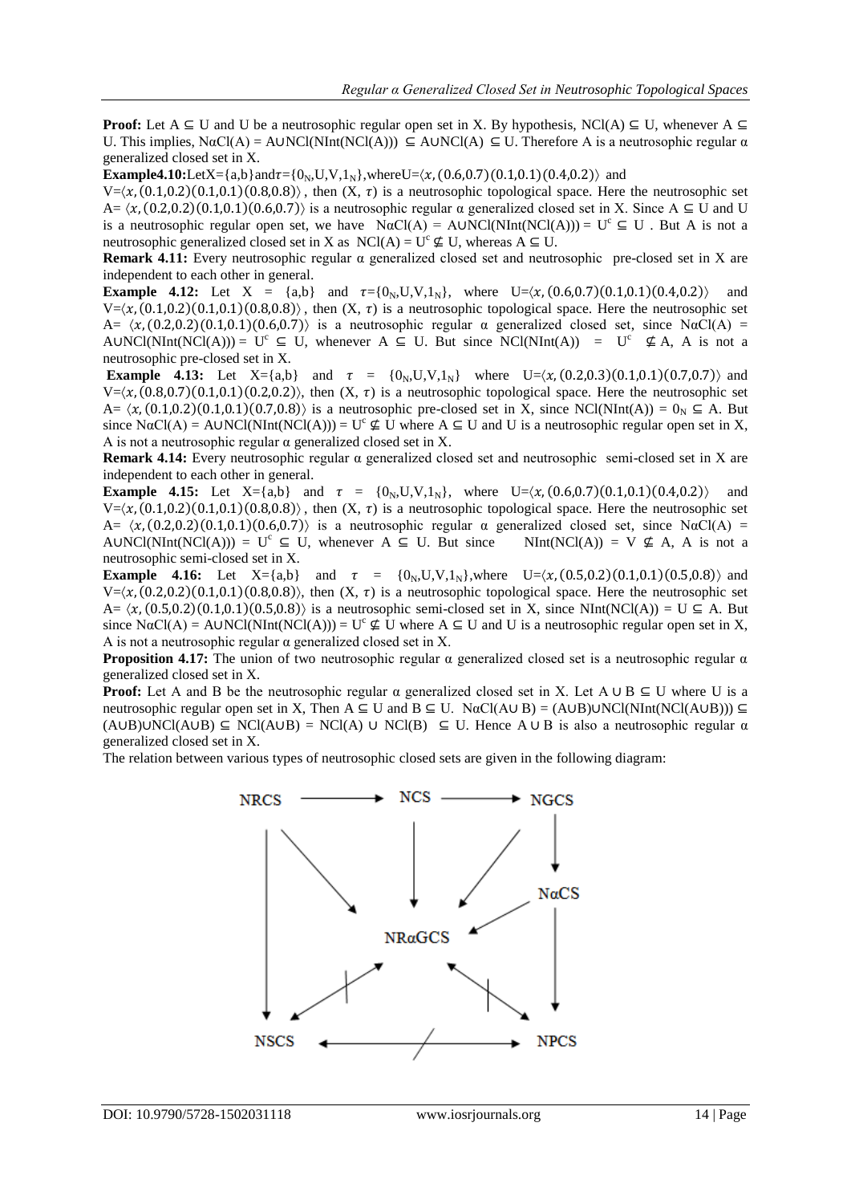**Proof:** Let $A \subseteq U$ and U be a neutrosophic regular open set in X. By hypothesis, $NCl(A) \subseteq U$, whenever $A \subseteq U$. This implies, $N\alpha Cl(A) = A \cup NCl(NInt(NCl(A))) \subseteq A \cup NCl(A) \subseteq U$. Therefore A is a neutrosophic regular α generalized closed set in X.

**Example4.10:** Let $X=\{a,b\}$ and $\tau=\{0_N,U,V,1_N\}$, where $U=\langle x,(0.6,0.7)(0.1,0.1)(0.4,0.2)\rangle$ and $V=\langle x,(0.1,0.2)(0.1,0.1)(0.8,0.8)\rangle$, then $(X,\tau)$ is a neutrosophic topological space. Here the neutrosophic set $A=\langle x,(0.2,0.2)(0.1,0.1)(0.6,0.7)\rangle$ is a neutrosophic regular α generalized closed set in X. Since $A \subseteq U$ and U is a neutrosophic regular open set, we have $N\alpha Cl(A) = A \cup NCl(NInt(NCl(A))) = U^c \subseteq U$. But A is not a neutrosophic generalized closed set in X as $NCl(A) = U^c \nsubseteq U$, whereas $A \subseteq U$.

**Remark 4.11:** Every neutrosophic regular α generalized closed set and neutrosophic pre-closed set in X are independent to each other in general.

**Example 4.12:** Let $X = \{a,b\}$ and $\tau=\{0_N,U,V,1_N\}$, where $U=\langle x,(0.6,0.7)(0.1,0.1)(0.4,0.2)\rangle$ and $V=\langle x,(0.1,0.2)(0.1,0.1)(0.8,0.8)\rangle$, then $(X,\tau)$ is a neutrosophic topological space. Here the neutrosophic set $A=\langle x,(0.2,0.2)(0.1,0.1)(0.6,0.7)\rangle$ is a neutrosophic regular α generalized closed set, since $N\alpha Cl(A) = A \cup NCl(NInt(NCl(A))) = U^c \subseteq U$, whenever $A \subseteq U$. But since $NCl(NInt(A)) = U^c \nsubseteq A$, A is not a neutrosophic pre-closed set in X.

**Example 4.13:** Let $X=\{a,b\}$ and $\tau = \{0_N,U,V,1_N\}$ where $U=\langle x,(0.2,0.3)(0.1,0.1)(0.7,0.7)\rangle$ and $V=\langle x,(0.8,0.7)(0.1,0.1)(0.2,0.2)\rangle$, then $(X,\tau)$ is a neutrosophic topological space. Here the neutrosophic set $A=\langle x,(0.1,0.2)(0.1,0.1)(0.7,0.8)\rangle$ is a neutrosophic pre-closed set in X, since $NCl(NInt(A)) = 0_N \subseteq A$. But since $N\alpha Cl(A) = A \cup NCl(NInt(NCl(A))) = U^c \nsubseteq U$ where $A \subseteq U$ and U is a neutrosophic regular open set in X, A is not a neutrosophic regular α generalized closed set in X.

**Remark 4.14:** Every neutrosophic regular α generalized closed set and neutrosophic semi-closed set in X are independent to each other in general.

**Example 4.15:** Let $X=\{a,b\}$ and $\tau = \{0_N,U,V,1_N\}$, where $U=\langle x,(0.6,0.7)(0.1,0.1)(0.4,0.2)\rangle$ and $V=\langle x,(0.1,0.2)(0.1,0.1)(0.8,0.8)\rangle$, then $(X,\tau)$ is a neutrosophic topological space. Here the neutrosophic set $A=\langle x,(0.2,0.2)(0.1,0.1)(0.6,0.7)\rangle$ is a neutrosophic regular α generalized closed set, since $N\alpha Cl(A) = A \cup NCl(NInt(NCl(A))) = U^c \subseteq U$, whenever $A \subseteq U$. But since $NInt(NCl(A)) = V \nsubseteq A$, A is not a neutrosophic semi-closed set in X.

**Example 4.16:** Let $X=\{a,b\}$ and $\tau = \{0_N,U,V,1_N\}$, where $U=\langle x,(0.5,0.2)(0.1,0.1)(0.5,0.8)\rangle$ and $V=\langle x,(0.2,0.2)(0.1,0.1)(0.8,0.8)\rangle$, then $(X,\tau)$ is a neutrosophic topological space. Here the neutrosophic set $A=\langle x,(0.5,0.2)(0.1,0.1)(0.5,0.8)\rangle$ is a neutrosophic semi-closed set in X, since $NInt(NCl(A)) = U \subseteq A$. But since $N\alpha Cl(A) = A \cup NCl(NInt(NCl(A))) = U^c \nsubseteq U$ where $A \subseteq U$ and U is a neutrosophic regular open set in X, A is not a neutrosophic regular α generalized closed set in X.

**Proposition 4.17:** The union of two neutrosophic regular α generalized closed set is a neutrosophic regular α generalized closed set in X.

**Proof:** Let A and B be the neutrosophic regular α generalized closed set in X. Let $A \cup B \subseteq U$ where U is a neutrosophic regular open set in X, Then $A \subseteq U$ and $B \subseteq U$. $N\alpha Cl(A \cup B) = (A \cup B) \cup NCl(NInt(NCl(A \cup B))) \subseteq (A \cup B) \cup NCl(A \cup B) \subseteq NCl(A \cup B) = NCl(A) \cup NCl(B) \subseteq U$. Hence $A \cup B$ is also a neutrosophic regular α generalized closed set in X.

The relation between various types of neutrosophic closed sets are given in the following diagram:

NRCS → NCS → NGCS

NGCS → NαCS

NRCS → NRαGCS, NCS → NRαGCS, NGCS → NRαGCS, NαCS → NRαGCS

NRCS → NSCS, NαCS → NPCS

NRαGCS ↮ NSCS, NRαGCS ↮ NPCS, NSCS ↮ NPCS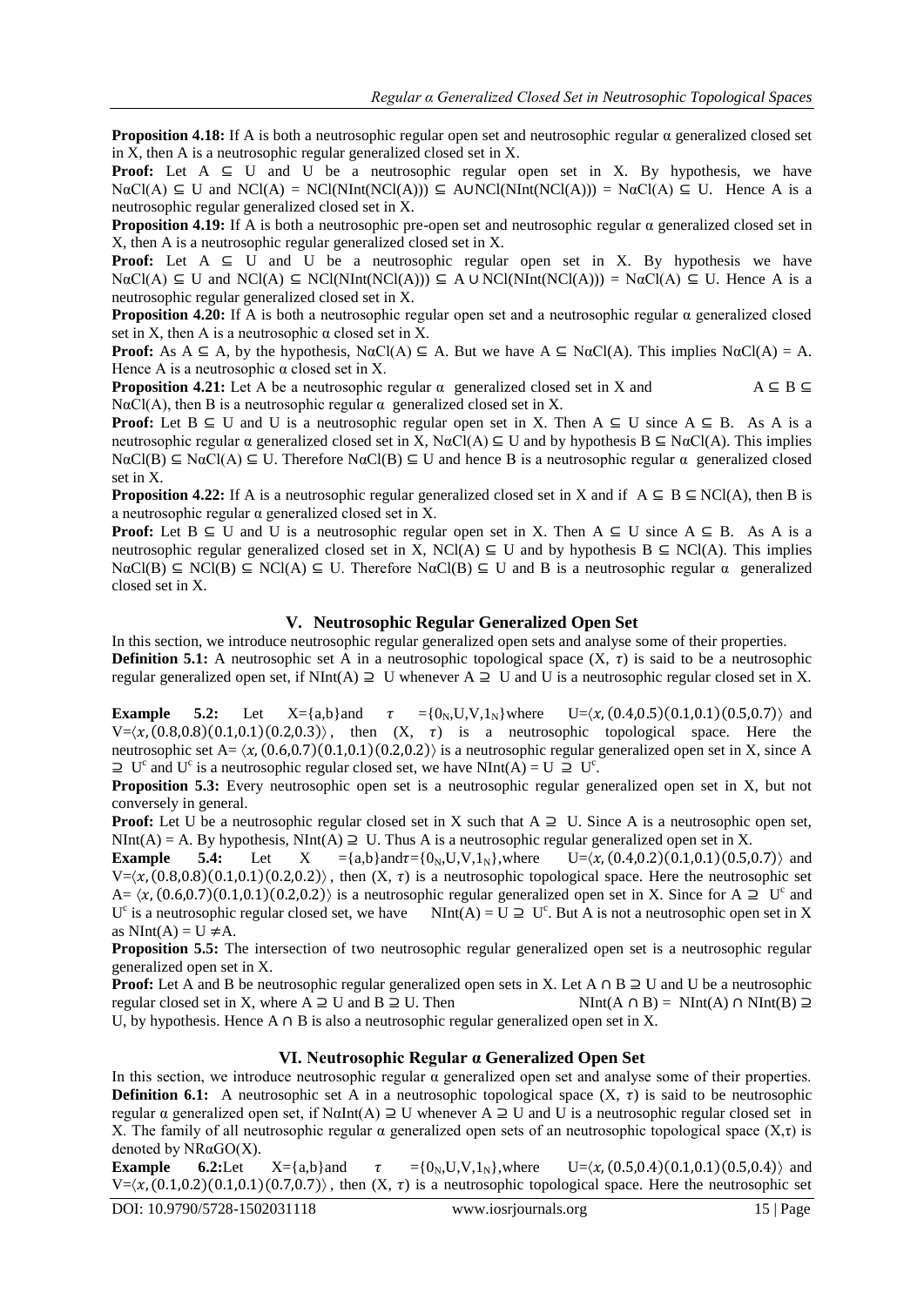**Proposition 4.18:** If A is both a neutrosophic regular open set and neutrosophic regular α generalized closed set in X, then A is a neutrosophic regular generalized closed set in X.

**Proof:** Let $A \subseteq U$ and U be a neutrosophic regular open set in X. By hypothesis, we have $N\alpha Cl(A) \subseteq U$ and $NCl(A) = NCl(NInt(NCl(A))) \subseteq A \cup NCl(NInt(NCl(A))) = N\alpha Cl(A) \subseteq U$. Hence A is a neutrosophic regular generalized closed set in X.

**Proposition 4.19:** If A is both a neutrosophic pre-open set and neutrosophic regular α generalized closed set in X, then A is a neutrosophic regular generalized closed set in X.

**Proof:** Let $A \subseteq U$ and U be a neutrosophic regular open set in X. By hypothesis we have $N\alpha Cl(A) \subseteq U$ and $NCl(A) \subseteq NCl(NInt(NCl(A))) \subseteq A \cup NCl(NInt(NCl(A))) = N\alpha Cl(A) \subseteq U$. Hence A is a neutrosophic regular generalized closed set in X.

**Proposition 4.20:** If A is both a neutrosophic regular open set and a neutrosophic regular α generalized closed set in X, then A is a neutrosophic α closed set in X.

**Proof:** As $A \subseteq A$, by the hypothesis, $N\alpha Cl(A) \subseteq A$. But we have $A \subseteq N\alpha Cl(A)$. This implies $N\alpha Cl(A) = A$. Hence A is a neutrosophic α closed set in X.

**Proposition 4.21:** Let A be a neutrosophic regular α generalized closed set in X and $A \subseteq B \subseteq N\alpha Cl(A)$, then B is a neutrosophic regular α generalized closed set in X.

**Proof:** Let $B \subseteq U$ and U is a neutrosophic regular open set in X. Then $A \subseteq U$ since $A \subseteq B$. As A is a neutrosophic regular α generalized closed set in X, $N\alpha Cl(A) \subseteq U$ and by hypothesis $B \subseteq N\alpha Cl(A)$. This implies $N\alpha Cl(B) \subseteq N\alpha Cl(A) \subseteq U$. Therefore $N\alpha Cl(B) \subseteq U$ and hence B is a neutrosophic regular α generalized closed set in X.

**Proposition 4.22:** If A is a neutrosophic regular generalized closed set in X and if $A \subseteq B \subseteq NCl(A)$, then B is a neutrosophic regular α generalized closed set in X.

**Proof:** Let $B \subseteq U$ and U is a neutrosophic regular open set in X. Then $A \subseteq U$ since $A \subseteq B$. As A is a neutrosophic regular generalized closed set in X, $NCl(A) \subseteq U$ and by hypothesis $B \subseteq NCl(A)$. This implies $N\alpha Cl(B) \subseteq NCl(B) \subseteq NCl(A) \subseteq U$. Therefore $N\alpha Cl(B) \subseteq U$ and B is a neutrosophic regular α generalized closed set in X.

## V. Neutrosophic Regular Generalized Open Set

In this section, we introduce neutrosophic regular generalized open sets and analyse some of their properties.

**Definition 5.1:** A neutrosophic set A in a neutrosophic topological space $(X, \tau)$ is said to be a neutrosophic regular generalized open set, if $NInt(A) \supseteq U$ whenever $A \supseteq U$ and U is a neutrosophic regular closed set in X.

**Example 5.2:** Let $X=\{a,b\}$ and $\tau = \{0_N, U, V, 1_N\}$ where $U=\langle x, (0.4,0.5)(0.1,0.1)(0.5,0.7)\rangle$ and $V=\langle x, (0.8,0.8)(0.1,0.1)(0.2,0.3)\rangle$, then $(X, \tau)$ is a neutrosophic topological space. Here the neutrosophic set $A= \langle x, (0.6,0.7)(0.1,0.1)(0.2,0.2)\rangle$ is a neutrosophic regular generalized open set in X, since $A \supseteq U^c$ and $U^c$ is a neutrosophic regular closed set, we have $NInt(A) = U \supseteq U^c$.

**Proposition 5.3:** Every neutrosophic open set is a neutrosophic regular generalized open set in X, but not conversely in general.

**Proof:** Let U be a neutrosophic regular closed set in X such that $A \supseteq U$. Since A is a neutrosophic open set, $NInt(A) = A$. By hypothesis, $NInt(A) \supseteq U$. Thus A is a neutrosophic regular generalized open set in X.

**Example 5.4:** Let $X = \{a,b\}$ and $\tau=\{0_N, U, V, 1_N\}$, where $U=\langle x, (0.4,0.2)(0.1,0.1)(0.5,0.7)\rangle$ and $V=\langle x, (0.8,0.8)(0.1,0.1)(0.2,0.2)\rangle$, then $(X, \tau)$ is a neutrosophic topological space. Here the neutrosophic set $A= \langle x, (0.6,0.7)(0.1,0.1)(0.2,0.2)\rangle$ is a neutrosophic regular generalized open set in X. Since for $A \supseteq U^c$ and $U^c$ is a neutrosophic regular closed set, we have $NInt(A) = U \supseteq U^c$. But A is not a neutrosophic open set in X as $NInt(A) = U \neq A$.

**Proposition 5.5:** The intersection of two neutrosophic regular generalized open set is a neutrosophic regular generalized open set in X.

**Proof:** Let A and B be neutrosophic regular generalized open sets in X. Let $A \cap B \supseteq U$ and U be a neutrosophic regular closed set in X, where $A \supseteq U$ and $B \supseteq U$. Then $NInt(A \cap B) = NInt(A) \cap NInt(B) \supseteq U$, by hypothesis. Hence $A \cap B$ is also a neutrosophic regular generalized open set in X.

## VI. Neutrosophic Regular α Generalized Open Set

In this section, we introduce neutrosophic regular α generalized open set and analyse some of their properties.

**Definition 6.1:** A neutrosophic set A in a neutrosophic topological space $(X, \tau)$ is said to be neutrosophic regular α generalized open set, if $N\alpha Int(A) \supseteq U$ whenever $A \supseteq U$ and U is a neutrosophic regular closed set in X. The family of all neutrosophic regular α generalized open sets of an neutrosophic topological space $(X,\tau)$ is denoted by $NR\alpha GO(X)$.

**Example 6.2:** Let $X=\{a,b\}$ and $\tau = \{0_N, U, V, 1_N\}$, where $U=\langle x, (0.5,0.4)(0.1,0.1)(0.5,0.4)\rangle$ and $V=\langle x, (0.1,0.2)(0.1,0.1)(0.7,0.7)\rangle$, then $(X, \tau)$ is a neutrosophic topological space. Here the neutrosophic set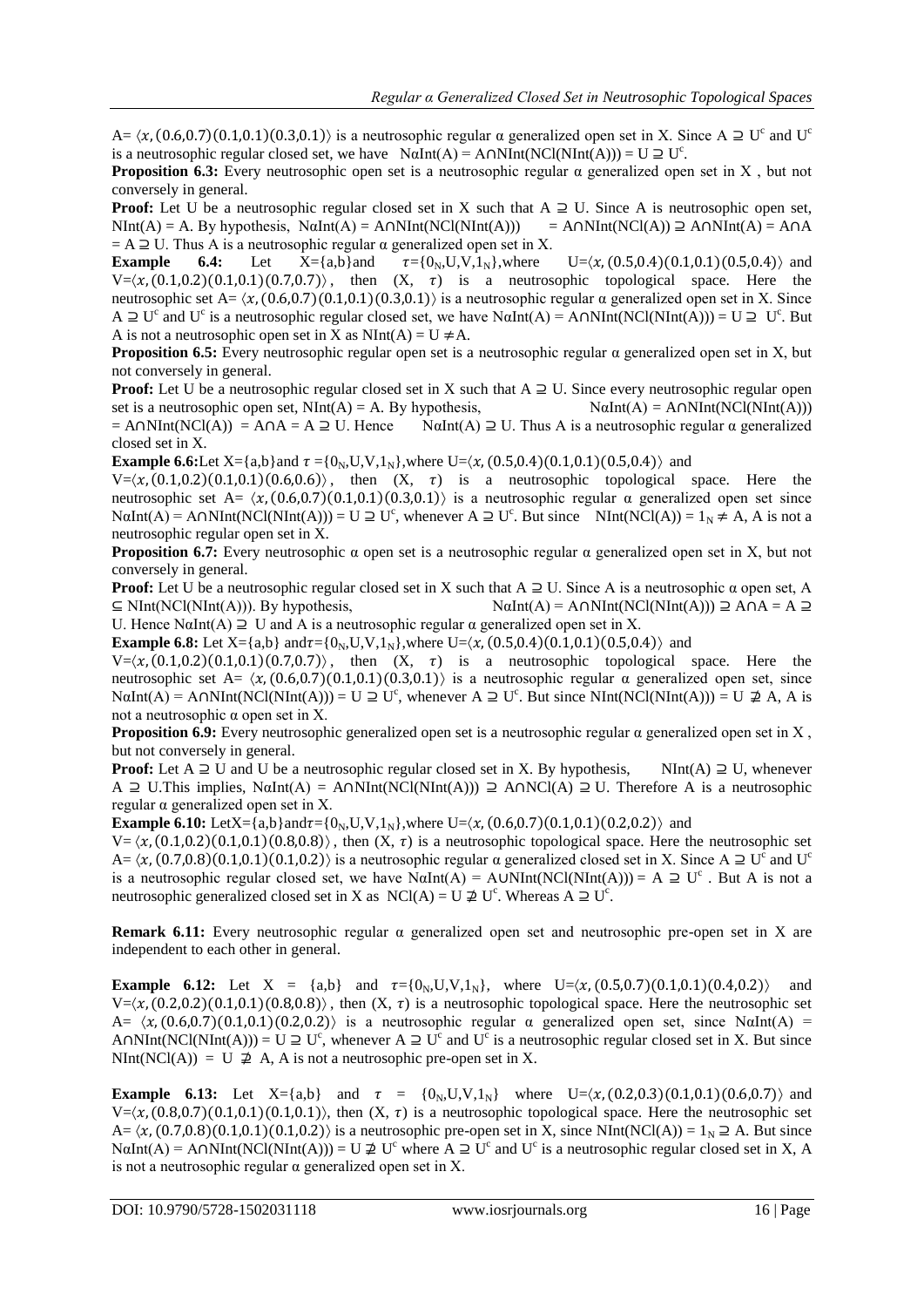A= $\langle x,(0.6,0.7)(0.1,0.1)(0.3,0.1)\rangle$ is a neutrosophic regular α generalized open set in X. Since A ⊇ $U^c$ and $U^c$ is a neutrosophic regular closed set, we have NαInt(A) = A∩NInt(NCl(NInt(A))) = U ⊇ $U^c$.

**Proposition 6.3:** Every neutrosophic open set is a neutrosophic regular α generalized open set in X , but not conversely in general.

**Proof:** Let U be a neutrosophic regular closed set in X such that A ⊇ U. Since A is neutrosophic open set, NInt(A) = A. By hypothesis, NαInt(A) = A∩NInt(NCl(NInt(A))) = A∩NInt(NCl(A)) ⊇ A∩NInt(A) = A∩A = A ⊇ U. Thus A is a neutrosophic regular α generalized open set in X.

**Example 6.4:** Let X={a,b}and $\tau$={$0_N$,U,V,$1_N$},where U=$\langle x,(0.5,0.4)(0.1,0.1)(0.5,0.4)\rangle$ and V=$\langle x,(0.1,0.2)(0.1,0.1)(0.7,0.7)\rangle$, then (X, $\tau$) is a neutrosophic topological space. Here the neutrosophic set A= $\langle x,(0.6,0.7)(0.1,0.1)(0.3,0.1)\rangle$ is a neutrosophic regular α generalized open set in X. Since A ⊇ $U^c$ and $U^c$ is a neutrosophic regular closed set, we have NαInt(A) = A∩NInt(NCl(NInt(A))) = U ⊇ $U^c$. But A is not a neutrosophic open set in X as NInt(A) = U ≠ A.

**Proposition 6.5:** Every neutrosophic regular open set is a neutrosophic regular α generalized open set in X, but not conversely in general.

**Proof:** Let U be a neutrosophic regular closed set in X such that A ⊇ U. Since every neutrosophic regular open set is a neutrosophic open set, NInt(A) = A. By hypothesis, NαInt(A) = A∩NInt(NCl(NInt(A))) = A∩NInt(NCl(A)) = A∩A = A ⊇ U. Hence NαInt(A) ⊇ U. Thus A is a neutrosophic regular α generalized closed set in X.

**Example 6.6:** Let X={a,b} and $\tau$ ={$0_N$,U,V,$1_N$},where U=$\langle x,(0.5,0.4)(0.1,0.1)(0.5,0.4)\rangle$ and V=$\langle x,(0.1,0.2)(0.1,0.1)(0.6,0.6)\rangle$, then (X, $\tau$) is a neutrosophic topological space. Here the neutrosophic set A= $\langle x,(0.6,0.7)(0.1,0.1)(0.3,0.1)\rangle$ is a neutrosophic regular α generalized open set since NαInt(A) = A∩NInt(NCl(NInt(A))) = U ⊇ $U^c$, whenever A ⊇ $U^c$. But since NInt(NCl(A)) = $1_N$ ≠ A, A is not a neutrosophic regular open set in X.

**Proposition 6.7:** Every neutrosophic α open set is a neutrosophic regular α generalized open set in X, but not conversely in general.

**Proof:** Let U be a neutrosophic regular closed set in X such that A ⊇ U. Since A is a neutrosophic α open set, A ⊆ NInt(NCl(NInt(A))). By hypothesis, NαInt(A) = A∩NInt(NCl(NInt(A))) ⊇ A∩A = A ⊇ U. Hence NαInt(A) ⊇ U and A is a neutrosophic regular α generalized open set in X.

**Example 6.8:** Let X={a,b} and$\tau$={$0_N$,U,V,$1_N$},where U=$\langle x,(0.5,0.4)(0.1,0.1)(0.5,0.4)\rangle$ and V=$\langle x,(0.1,0.2)(0.1,0.1)(0.7,0.7)\rangle$, then (X, $\tau$) is a neutrosophic topological space. Here the neutrosophic set A= $\langle x,(0.6,0.7)(0.1,0.1)(0.3,0.1)\rangle$ is a neutrosophic regular α generalized open set, since NαInt(A) = A∩NInt(NCl(NInt(A))) = U ⊇ $U^c$, whenever A ⊇ $U^c$. But since NInt(NCl(NInt(A))) = U ⊉ A, A is not a neutrosophic α open set in X.

**Proposition 6.9:** Every neutrosophic generalized open set is a neutrosophic regular α generalized open set in X , but not conversely in general.

**Proof:** Let A ⊇ U and U be a neutrosophic regular closed set in X. By hypothesis, NInt(A) ⊇ U, whenever A ⊇ U.This implies, NαInt(A) = A∩NInt(NCl(NInt(A))) ⊇ A∩NCl(A) ⊇ U. Therefore A is a neutrosophic regular α generalized open set in X.

**Example 6.10:** LetX={a,b}and$\tau$={$0_N$,U,V,$1_N$},where U=$\langle x,(0.6,0.7)(0.1,0.1)(0.2,0.2)\rangle$ and V= $\langle x,(0.1,0.2)(0.1,0.1)(0.8,0.8)\rangle$, then (X, $\tau$) is a neutrosophic topological space. Here the neutrosophic set A= $\langle x,(0.7,0.8)(0.1,0.1)(0.1,0.2)\rangle$ is a neutrosophic regular α generalized closed set in X. Since A ⊇ $U^c$ and $U^c$ is a neutrosophic regular closed set, we have NαInt(A) = A∪NInt(NCl(NInt(A))) = A ⊇ $U^c$ . But A is not a neutrosophic generalized closed set in X as NCl(A) = U ⊉ $U^c$. Whereas A ⊇ $U^c$.

**Remark 6.11:** Every neutrosophic regular α generalized open set and neutrosophic pre-open set in X are independent to each other in general.

**Example 6.12:** Let X = {a,b} and $\tau$={$0_N$,U,V,$1_N$}, where U=$\langle x,(0.5,0.7)(0.1,0.1)(0.4,0.2)\rangle$ and V=$\langle x,(0.2,0.2)(0.1,0.1)(0.8,0.8)\rangle$, then (X, $\tau$) is a neutrosophic topological space. Here the neutrosophic set A= $\langle x,(0.6,0.7)(0.1,0.1)(0.2,0.2)\rangle$ is a neutrosophic regular α generalized open set, since NαInt(A) = A∩NInt(NCl(NInt(A))) = U ⊇ $U^c$, whenever A ⊇ $U^c$ and $U^c$ is a neutrosophic regular closed set in X. But since NInt(NCl(A)) = U ⊉ A, A is not a neutrosophic pre-open set in X.

**Example 6.13:** Let X={a,b} and $\tau$ = {$0_N$,U,V,$1_N$} where U=$\langle x,(0.2,0.3)(0.1,0.1)(0.6,0.7)\rangle$ and V=$\langle x,(0.8,0.7)(0.1,0.1)(0.1,0.1)\rangle$, then (X, $\tau$) is a neutrosophic topological space. Here the neutrosophic set A= $\langle x,(0.7,0.8)(0.1,0.1)(0.1,0.2)\rangle$ is a neutrosophic pre-open set in X, since NInt(NCl(A)) = $1_N$ ⊇ A. But since NαInt(A) = A∩NInt(NCl(NInt(A))) = U ⊉ $U^c$ where A ⊇ $U^c$ and $U^c$ is a neutrosophic regular closed set in X, A is not a neutrosophic regular α generalized open set in X.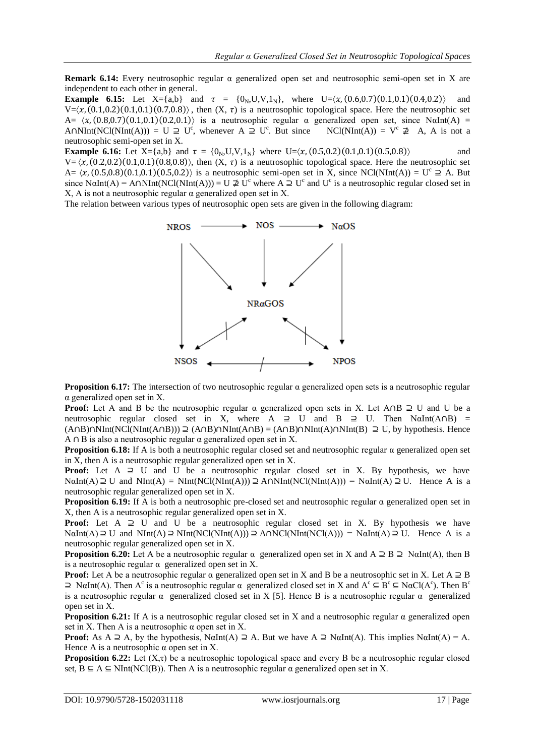**Remark 6.14:** Every neutrosophic regular α generalized open set and neutrosophic semi-open set in X are independent to each other in general.

**Example 6.15:** Let X={a,b} and $\tau$ = {$0_N$,U,V,$1_N$}, where U=$\langle x,(0.6,0.7)(0.1,0.1)(0.4,0.2)\rangle$ and V=$\langle x,(0.1,0.2)(0.1,0.1)(0.7,0.8)\rangle$, then (X, $\tau$) is a neutrosophic topological space. Here the neutrosophic set A= $\langle x,(0.8,0.7)(0.1,0.1)(0.2,0.1)\rangle$ is a neutrosophic regular α generalized open set, since NαInt(A) = A∩NInt(NCl(NInt(A))) = U ⊇ $U^c$, whenever A ⊇ $U^c$. But since NCl(NInt(A)) = $V^c$ ⊉ A, A is not a neutrosophic semi-open set in X.

**Example 6.16:** Let X={a,b} and $\tau$ = {$0_N$,U,V,$1_N$} where U=$\langle x,(0.5,0.2)(0.1,0.1)(0.5,0.8)\rangle$ and V=$\langle x,(0.2,0.2)(0.1,0.1)(0.8,0.8)\rangle$, then (X, $\tau$) is a neutrosophic topological space. Here the neutrosophic set A= $\langle x,(0.5,0.8)(0.1,0.1)(0.5,0.2)\rangle$ is a neutrosophic semi-open set in X, since NCl(NInt(A)) = $U^c$ ⊇ A. But since NαInt(A) = A∩NInt(NCl(NInt(A))) = U ⊉ $U^c$ where A ⊇ $U^c$ and $U^c$ is a neutrosophic regular closed set in X, A is not a neutrosophic regular α generalized open set in X.

The relation between various types of neutrosophic open sets are given in the following diagram:

```
NROS ───────► NOS ───────► NαOS
 │  \          │          /   │
 │   \         │         /    │
 │    ▼        ▼        ▼     │
 │         NRαGOS             │
 │        ↗/      ↖/          │
 ▼       ↙          ↘         ▼
NSOS ◄────────/────────► NPOS
```

**Proposition 6.17:** The intersection of two neutrosophic regular α generalized open sets is a neutrosophic regular α generalized open set in X.

**Proof:** Let A and B be the neutrosophic regular α generalized open sets in X. Let A∩B ⊇ U and U be a neutrosophic regular closed set in X, where A ⊇ U and B ⊇ U. Then NαInt(A∩B) = (A∩B)∩NInt(NCl(NInt(A∩B))) ⊇ (A∩B)∩NInt(A∩B) = (A∩B)∩NInt(A)∩NInt(B) ⊇ U, by hypothesis. Hence A ∩ B is also a neutrosophic regular α generalized open set in X.

**Proposition 6.18:** If A is both a neutrosophic regular closed set and neutrosophic regular α generalized open set in X, then A is a neutrosophic regular generalized open set in X.

**Proof:** Let A ⊇ U and U be a neutrosophic regular closed set in X. By hypothesis, we have NαInt(A) ⊇ U and NInt(A) = NInt(NCl(NInt(A))) ⊇ A∩NInt(NCl(NInt(A))) = NαInt(A) ⊇ U. Hence A is a neutrosophic regular generalized open set in X.

**Proposition 6.19:** If A is both a neutrosophic pre-closed set and neutrosophic regular α generalized open set in X, then A is a neutrosophic regular generalized open set in X.

**Proof:** Let A ⊇ U and U be a neutrosophic regular closed set in X. By hypothesis we have NαInt(A) ⊇ U and NInt(A) ⊇ NInt(NCl(NInt(A))) ⊇ A∩NCl(NInt(NCl(A))) = NαInt(A) ⊇ U. Hence A is a neutrosophic regular generalized open set in X.

**Proposition 6.20:** Let A be a neutrosophic regular α generalized open set in X and A ⊇ B ⊇ NαInt(A), then B is a neutrosophic regular α generalized open set in X.

**Proof:** Let A be a neutrosophic regular α generalized open set in X and B be a neutrosophic set in X. Let A ⊇ B ⊇ NαInt(A). Then $A^c$ is a neutrosophic regular α generalized closed set in X and $A^c$ ⊆ $B^c$ ⊆ NαCl($A^c$). Then $B^c$ is a neutrosophic regular α generalized closed set in X [5]. Hence B is a neutrosophic regular α generalized open set in X.

**Proposition 6.21:** If A is a neutrosophic regular closed set in X and a neutrosophic regular α generalized open set in X. Then A is a neutrosophic α open set in X.

**Proof:** As A ⊇ A, by the hypothesis, NαInt(A) ⊇ A. But we have A ⊇ NαInt(A). This implies NαInt(A) = A. Hence A is a neutrosophic α open set in X.

**Proposition 6.22:** Let (X,τ) be a neutrosophic topological space and every B be a neutrosophic regular closed set, B ⊆ A ⊆ NInt(NCl(B)). Then A is a neutrosophic regular α generalized open set in X.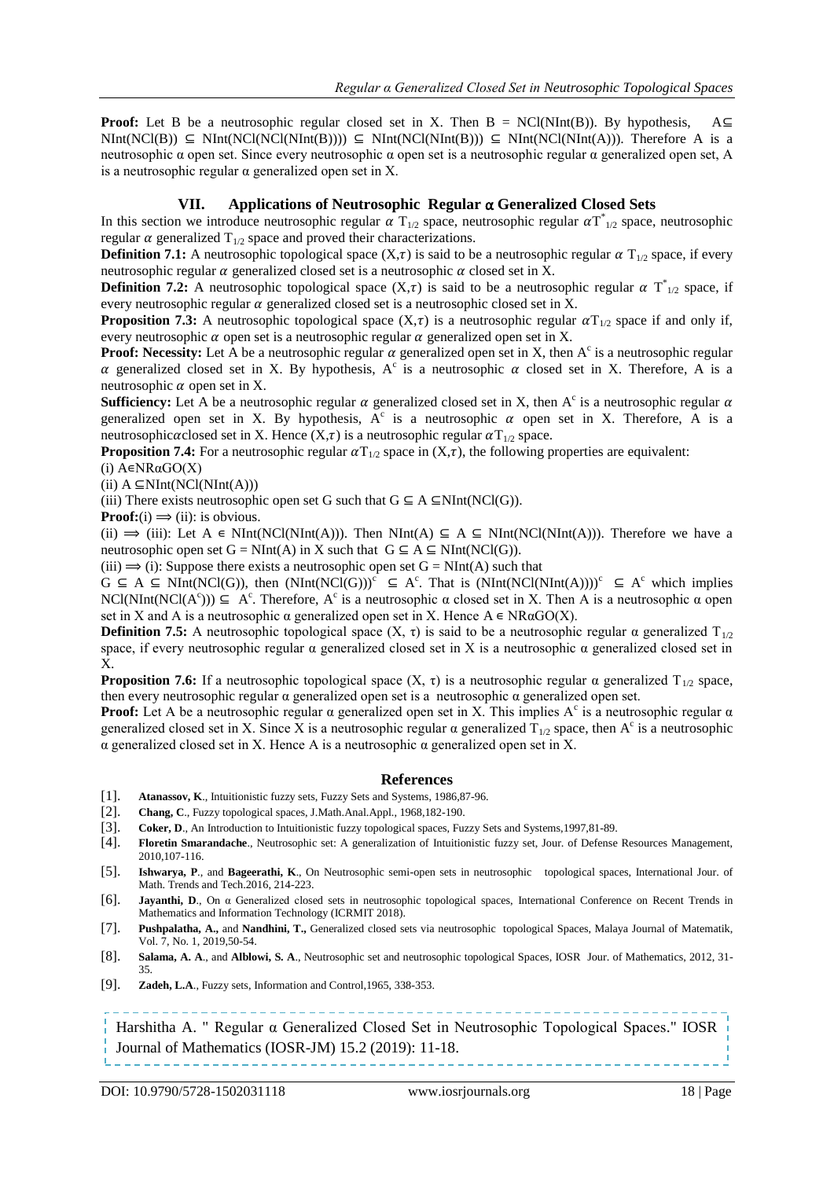**Proof:** Let B be a neutrosophic regular closed set in X. Then B = NCl(NInt(B)). By hypothesis, A ⊆ NInt(NCl(B)) ⊆ NInt(NCl(NCl(NInt(B)))) ⊆ NInt(NCl(NInt(B))) ⊆ NInt(NCl(NInt(A))). Therefore A is a neutrosophic α open set. Since every neutrosophic α open set is a neutrosophic regular α generalized open set, A is a neutrosophic regular α generalized open set in X.

## VII. Applications of Neutrosophic Regular α Generalized Closed Sets

In this section we introduce neutrosophic regular $\alpha$ $T_{1/2}$ space, neutrosophic regular $\alpha T^{*}_{1/2}$ space, neutrosophic regular $\alpha$ generalized $T_{1/2}$ space and proved their characterizations.

**Definition 7.1:** A neutrosophic topological space $(X,\tau)$ is said to be a neutrosophic regular $\alpha$ $T_{1/2}$ space, if every neutrosophic regular $\alpha$ generalized closed set is a neutrosophic $\alpha$ closed set in X.

**Definition 7.2:** A neutrosophic topological space $(X,\tau)$ is said to be a neutrosophic regular $\alpha$ $T^{*}_{1/2}$ space, if every neutrosophic regular $\alpha$ generalized closed set is a neutrosophic closed set in X.

**Proposition 7.3:** A neutrosophic topological space $(X,\tau)$ is a neutrosophic regular $\alpha T_{1/2}$ space if and only if, every neutrosophic $\alpha$ open set is a neutrosophic regular $\alpha$ generalized open set in X.

**Proof: Necessity:** Let A be a neutrosophic regular $\alpha$ generalized open set in X, then $A^c$ is a neutrosophic regular $\alpha$ generalized closed set in X. By hypothesis, $A^c$ is a neutrosophic $\alpha$ closed set in X. Therefore, A is a neutrosophic $\alpha$ open set in X.

**Sufficiency:** Let A be a neutrosophic regular $\alpha$ generalized closed set in X, then $A^c$ is a neutrosophic regular $\alpha$ generalized open set in X. By hypothesis, $A^c$ is a neutrosophic $\alpha$ open set in X. Therefore, A is a neutrosophic$\alpha$closed set in X. Hence $(X,\tau)$ is a neutrosophic regular $\alpha T_{1/2}$ space.

**Proposition 7.4:** For a neutrosophic regular $\alpha T_{1/2}$ space in $(X,\tau)$, the following properties are equivalent:

(i) A∈NRαGO(X)

(ii) A ⊆NInt(NCl(NInt(A)))

(iii) There exists neutrosophic open set G such that G ⊆ A ⊆NInt(NCl(G)).

**Proof:**(i) ⟹ (ii): is obvious.

(ii) ⟹ (iii): Let A ∈ NInt(NCl(NInt(A))). Then NInt(A) ⊆ A ⊆ NInt(NCl(NInt(A))). Therefore we have a neutrosophic open set G = NInt(A) in X such that G ⊆ A ⊆ NInt(NCl(G)).

(iii) ⟹ (i): Suppose there exists a neutrosophic open set G = NInt(A) such that G ⊆ A ⊆ NInt(NCl(G)), then $(NInt(NCl(G)))^c \subseteq A^c$. That is $(NInt(NCl(NInt(A))))^c \subseteq A^c$ which implies $NCl(NInt(NCl(A^c))) \subseteq A^c$. Therefore, $A^c$ is a neutrosophic α closed set in X. Then A is a neutrosophic α open set in X and A is a neutrosophic α generalized open set in X. Hence A ∈ NRαGO(X).

**Definition 7.5:** A neutrosophic topological space (X, τ) is said to be a neutrosophic regular α generalized $T_{1/2}$ space, if every neutrosophic regular α generalized closed set in X is a neutrosophic α generalized closed set in X.

**Proposition 7.6:** If a neutrosophic topological space (X, τ) is a neutrosophic regular α generalized $T_{1/2}$ space, then every neutrosophic regular α generalized open set is a neutrosophic α generalized open set.

**Proof:** Let A be a neutrosophic regular α generalized open set in X. This implies $A^c$ is a neutrosophic regular α generalized closed set in X. Since X is a neutrosophic regular α generalized $T_{1/2}$ space, then $A^c$ is a neutrosophic α generalized closed set in X. Hence A is a neutrosophic α generalized open set in X.

## References

[1]. **Atanassov, K**., Intuitionistic fuzzy sets, Fuzzy Sets and Systems, 1986,87-96.

[2]. **Chang, C**., Fuzzy topological spaces, J.Math.Anal.Appl., 1968,182-190.

[3]. **Coker, D**., An Introduction to Intuitionistic fuzzy topological spaces, Fuzzy Sets and Systems,1997,81-89.

[4]. **Floretin Smarandache**., Neutrosophic set: A generalization of Intuitionistic fuzzy set, Jour. of Defense Resources Management, 2010,107-116.

[5]. **Ishwarya, P**., and **Bageerathi, K**., On Neutrosophic semi-open sets in neutrosophic topological spaces, International Jour. of Math. Trends and Tech.2016, 214-223.

[6]. **Jayanthi, D**., On α Generalized closed sets in neutrosophic topological spaces, International Conference on Recent Trends in Mathematics and Information Technology (ICRMIT 2018).

[7]. **Pushpalatha, A.,** and **Nandhini, T.,** Generalized closed sets via neutrosophic topological Spaces, Malaya Journal of Matematik, Vol. 7, No. 1, 2019,50-54.

[8]. **Salama, A. A**., and **Alblowi, S. A**., Neutrosophic set and neutrosophic topological Spaces, IOSR Jour. of Mathematics, 2012, 31-35.

[9]. **Zadeh, L.A**., Fuzzy sets, Information and Control,1965, 338-353.

Harshitha A. " Regular α Generalized Closed Set in Neutrosophic Topological Spaces." IOSR Journal of Mathematics (IOSR-JM) 15.2 (2019): 11-18.